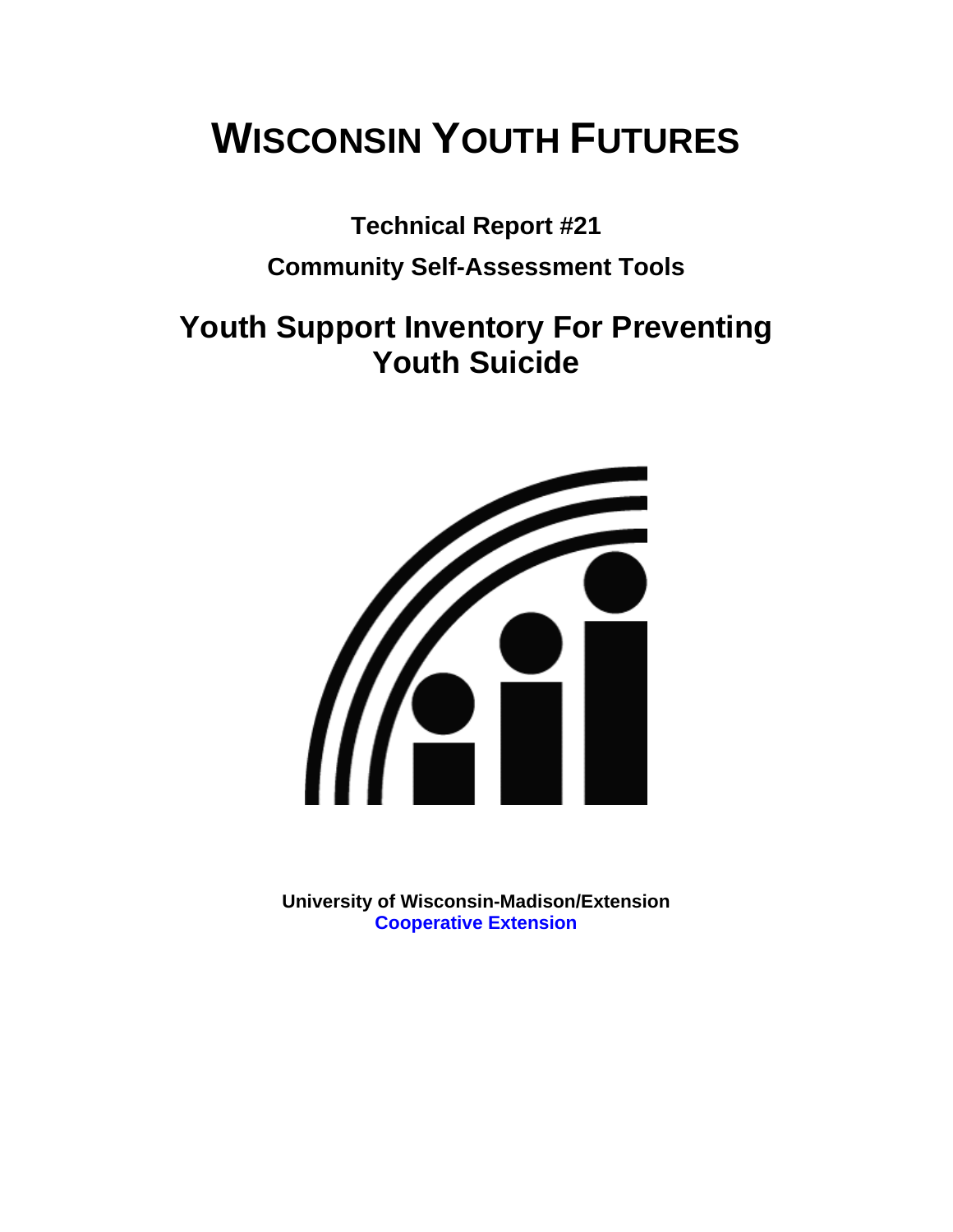# WISCONSIN YOUTH FUTURES

**Technical Report #21**

**Community Self-Assessment Tools**

## Youth Support Inventory For Preventing Youth Suicide

**University of Wisconsin-Madison/Extension**
**Cooperative Extension**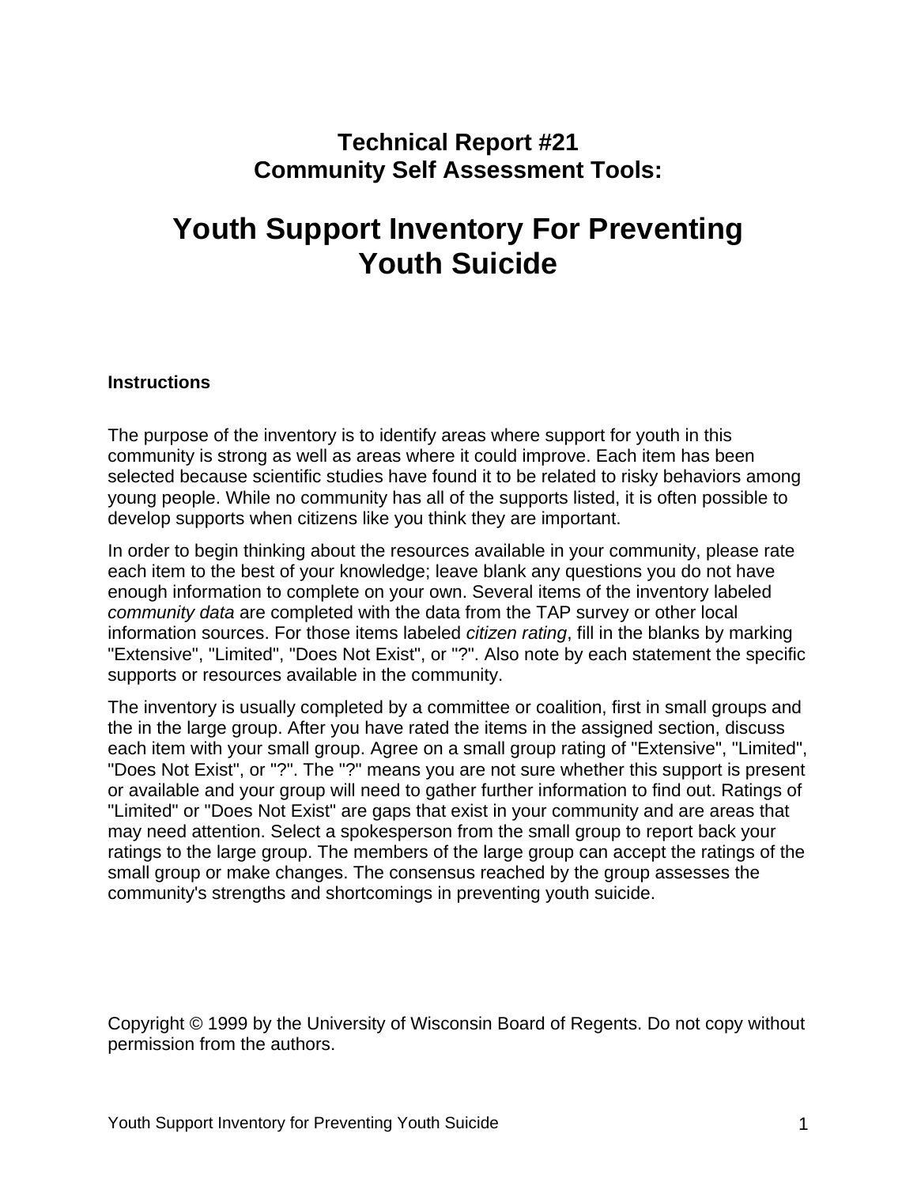**Technical Report #21**
**Community Self Assessment Tools:**

# Youth Support Inventory For Preventing Youth Suicide

**Instructions**

The purpose of the inventory is to identify areas where support for youth in this community is strong as well as areas where it could improve. Each item has been selected because scientific studies have found it to be related to risky behaviors among young people. While no community has all of the supports listed, it is often possible to develop supports when citizens like you think they are important.

In order to begin thinking about the resources available in your community, please rate each item to the best of your knowledge; leave blank any questions you do not have enough information to complete on your own. Several items of the inventory labeled *community data* are completed with the data from the TAP survey or other local information sources. For those items labeled *citizen rating*, fill in the blanks by marking "Extensive", "Limited", "Does Not Exist", or "?". Also note by each statement the specific supports or resources available in the community.

The inventory is usually completed by a committee or coalition, first in small groups and the in the large group. After you have rated the items in the assigned section, discuss each item with your small group. Agree on a small group rating of "Extensive", "Limited", "Does Not Exist", or "?". The "?" means you are not sure whether this support is present or available and your group will need to gather further information to find out. Ratings of "Limited" or "Does Not Exist" are gaps that exist in your community and are areas that may need attention. Select a spokesperson from the small group to report back your ratings to the large group. The members of the large group can accept the ratings of the small group or make changes. The consensus reached by the group assesses the community's strengths and shortcomings in preventing youth suicide.

Copyright © 1999 by the University of Wisconsin Board of Regents. Do not copy without permission from the authors.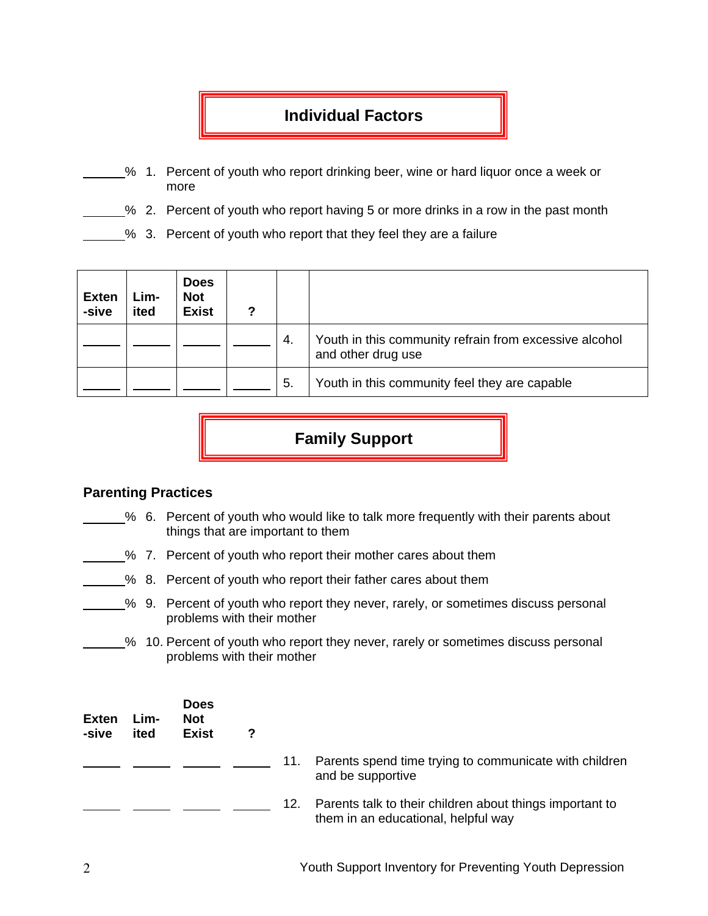## Individual Factors

______% 1. Percent of youth who report drinking beer, wine or hard liquor once a week or more

______% 2. Percent of youth who report having 5 or more drinks in a row in the past month

______% 3. Percent of youth who report that they feel they are a failure

| Exten-sive | Lim-ited | Does Not Exist | ? | | |
|---|---|---|---|---|---|
| _____ | _____ | _____ | _____ | 4. | Youth in this community refrain from excessive alcohol and other drug use |
| _____ | _____ | _____ | _____ | 5. | Youth in this community feel they are capable |

## Family Support

### Parenting Practices

______% 6. Percent of youth who would like to talk more frequently with their parents about things that are important to them

______% 7. Percent of youth who report their mother cares about them

______% 8. Percent of youth who report their father cares about them

______% 9. Percent of youth who report they never, rarely, or sometimes discuss personal problems with their mother

______% 10. Percent of youth who report they never, rarely or sometimes discuss personal problems with their mother

| Exten-sive | Lim-ited | Does Not Exist | ? | | |
|---|---|---|---|---|---|
| _____ | _____ | _____ | _____ | 11. | Parents spend time trying to communicate with children and be supportive |
| _____ | _____ | _____ | _____ | 12. | Parents talk to their children about things important to them in an educational, helpful way |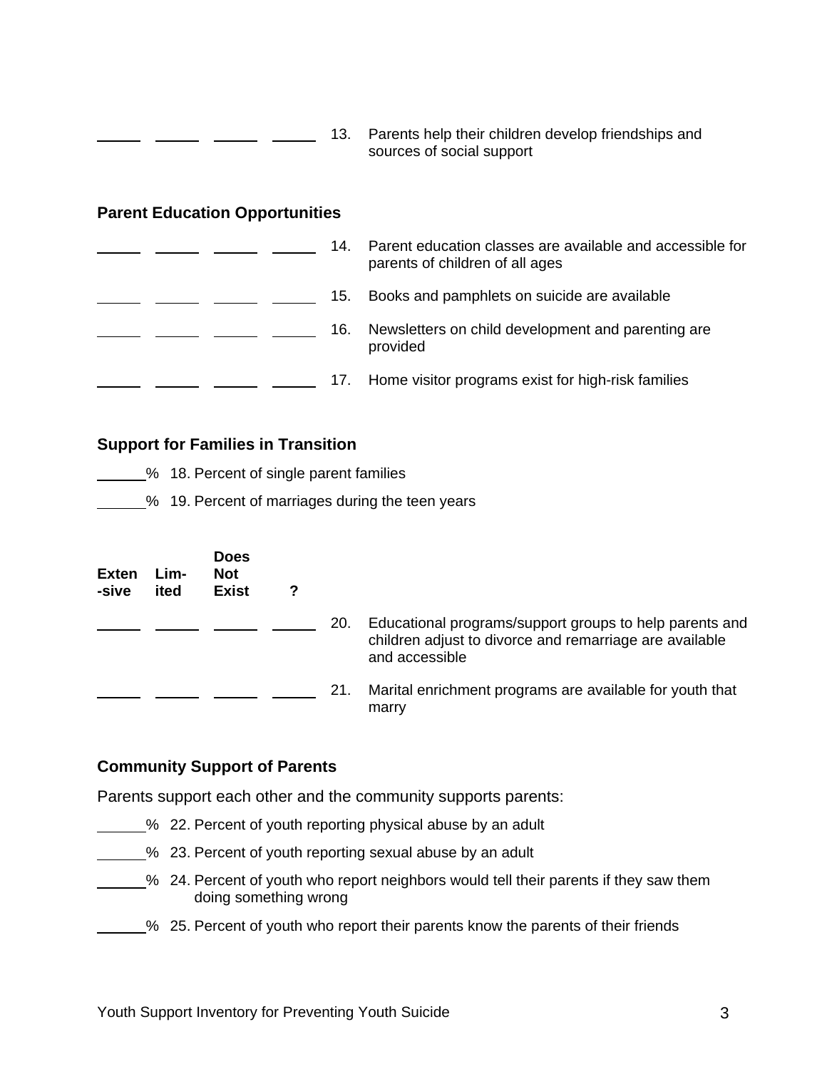| | | | | |
|---|---|---|---|---|
| _____ | _____ | _____ | _____ | 13. Parents help their children develop friendships and sources of social support |

**Parent Education Opportunities**

| | | | | |
|---|---|---|---|---|
| _____ | _____ | _____ | _____ | 14. Parent education classes are available and accessible for parents of children of all ages |
| _____ | _____ | _____ | _____ | 15. Books and pamphlets on suicide are available |
| _____ | _____ | _____ | _____ | 16. Newsletters on child development and parenting are provided |
| _____ | _____ | _____ | _____ | 17. Home visitor programs exist for high-risk families |

**Support for Families in Transition**

______% 18. Percent of single parent families

______% 19. Percent of marriages during the teen years

| Exten -sive | Lim- ited | Does Not Exist | ? | |
|---|---|---|---|---|
| _____ | _____ | _____ | _____ | 20. Educational programs/support groups to help parents and children adjust to divorce and remarriage are available and accessible |
| _____ | _____ | _____ | _____ | 21. Marital enrichment programs are available for youth that marry |

**Community Support of Parents**

Parents support each other and the community supports parents:

______% 22. Percent of youth reporting physical abuse by an adult

______% 23. Percent of youth reporting sexual abuse by an adult

______% 24. Percent of youth who report neighbors would tell their parents if they saw them doing something wrong

______% 25. Percent of youth who report their parents know the parents of their friends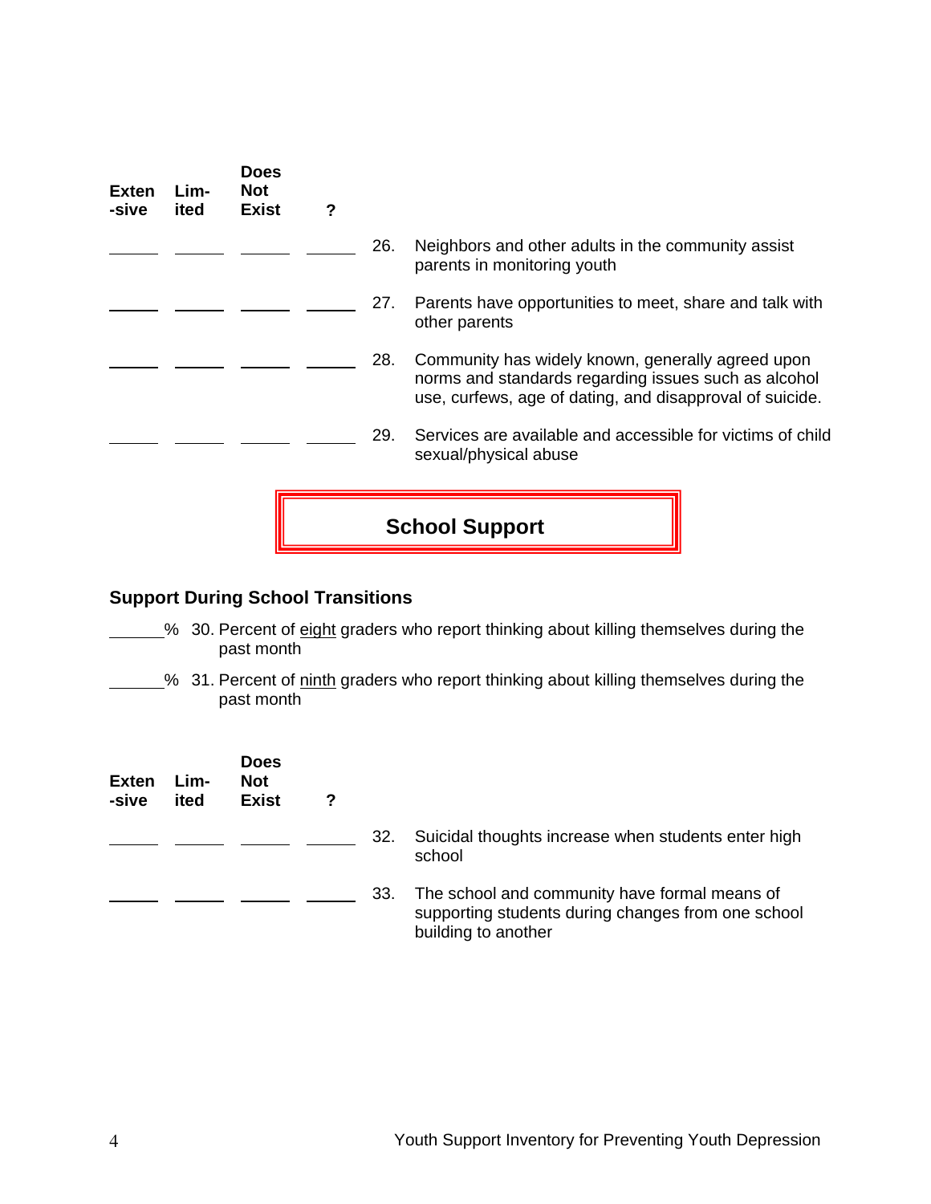| Exten-sive | Lim-ited | Does Not Exist | ? | | |
|---|---|---|---|---|---|
| ______ | ______ | ______ | ______ | 26. | Neighbors and other adults in the community assist parents in monitoring youth |
| ______ | ______ | ______ | ______ | 27. | Parents have opportunities to meet, share and talk with other parents |
| ______ | ______ | ______ | ______ | 28. | Community has widely known, generally agreed upon norms and standards regarding issues such as alcohol use, curfews, age of dating, and disapproval of suicide. |
| ______ | ______ | ______ | ______ | 29. | Services are available and accessible for victims of child sexual/physical abuse |

# School Support

### Support During School Transitions

______% 30. Percent of <u>eight</u> graders who report thinking about killing themselves during the past month

______% 31. Percent of <u>ninth</u> graders who report thinking about killing themselves during the past month

| Exten-sive | Lim-ited | Does Not Exist | ? | | |
|---|---|---|---|---|---|
| ______ | ______ | ______ | ______ | 32. | Suicidal thoughts increase when students enter high school |
| ______ | ______ | ______ | ______ | 33. | The school and community have formal means of supporting students during changes from one school building to another |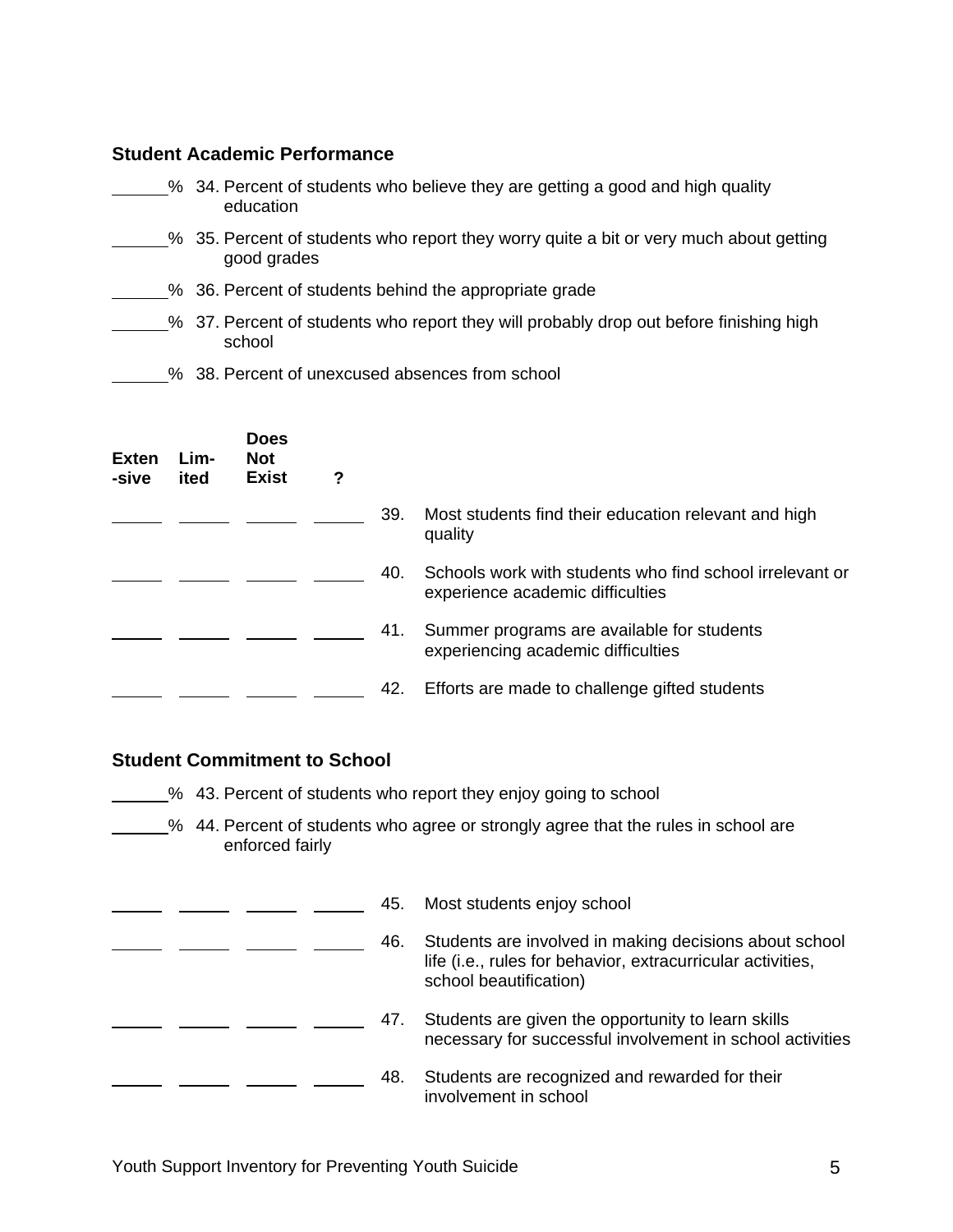## Student Academic Performance

______% 34. Percent of students who believe they are getting a good and high quality education

______% 35. Percent of students who report they worry quite a bit or very much about getting good grades

______% 36. Percent of students behind the appropriate grade

______% 37. Percent of students who report they will probably drop out before finishing high school

______% 38. Percent of unexcused absences from school

| Exten-sive | Lim-ited | Does Not Exist | ? | | |
|---|---|---|---|---|---|
| _____ | _____ | _____ | _____ | 39. | Most students find their education relevant and high quality |
| _____ | _____ | _____ | _____ | 40. | Schools work with students who find school irrelevant or experience academic difficulties |
| _____ | _____ | _____ | _____ | 41. | Summer programs are available for students experiencing academic difficulties |
| _____ | _____ | _____ | _____ | 42. | Efforts are made to challenge gifted students |

## Student Commitment to School

______% 43. Percent of students who report they enjoy going to school

______% 44. Percent of students who agree or strongly agree that the rules in school are enforced fairly

| Exten-sive | Lim-ited | Does Not Exist | ? | | |
|---|---|---|---|---|---|
| _____ | _____ | _____ | _____ | 45. | Most students enjoy school |
| _____ | _____ | _____ | _____ | 46. | Students are involved in making decisions about school life (i.e., rules for behavior, extracurricular activities, school beautification) |
| _____ | _____ | _____ | _____ | 47. | Students are given the opportunity to learn skills necessary for successful involvement in school activities |
| _____ | _____ | _____ | _____ | 48. | Students are recognized and rewarded for their involvement in school |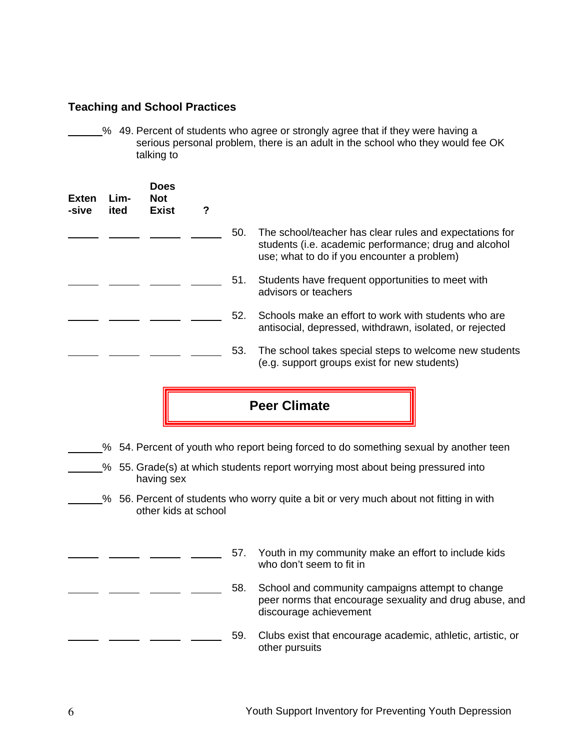### Teaching and School Practices

______% 49. Percent of students who agree or strongly agree that if they were having a serious personal problem, there is an adult in the school who they would fee OK talking to

| Exten-sive | Lim-ited | Does Not Exist | ? | | |
|---|---|---|---|---|---|
| ______ | ______ | ______ | ______ | 50. | The school/teacher has clear rules and expectations for students (i.e. academic performance; drug and alcohol use; what to do if you encounter a problem) |
| ______ | ______ | ______ | ______ | 51. | Students have frequent opportunities to meet with advisors or teachers |
| ______ | ______ | ______ | ______ | 52. | Schools make an effort to work with students who are antisocial, depressed, withdrawn, isolated, or rejected |
| ______ | ______ | ______ | ______ | 53. | The school takes special steps to welcome new students (e.g. support groups exist for new students) |

## Peer Climate

______% 54. Percent of youth who report being forced to do something sexual by another teen

______% 55. Grade(s) at which students report worrying most about being pressured into having sex

______% 56. Percent of students who worry quite a bit or very much about not fitting in with other kids at school

| | | | | | |
|---|---|---|---|---|---|
| ______ | ______ | ______ | ______ | 57. | Youth in my community make an effort to include kids who don't seem to fit in |
| ______ | ______ | ______ | ______ | 58. | School and community campaigns attempt to change peer norms that encourage sexuality and drug abuse, and discourage achievement |
| ______ | ______ | ______ | ______ | 59. | Clubs exist that encourage academic, athletic, artistic, or other pursuits |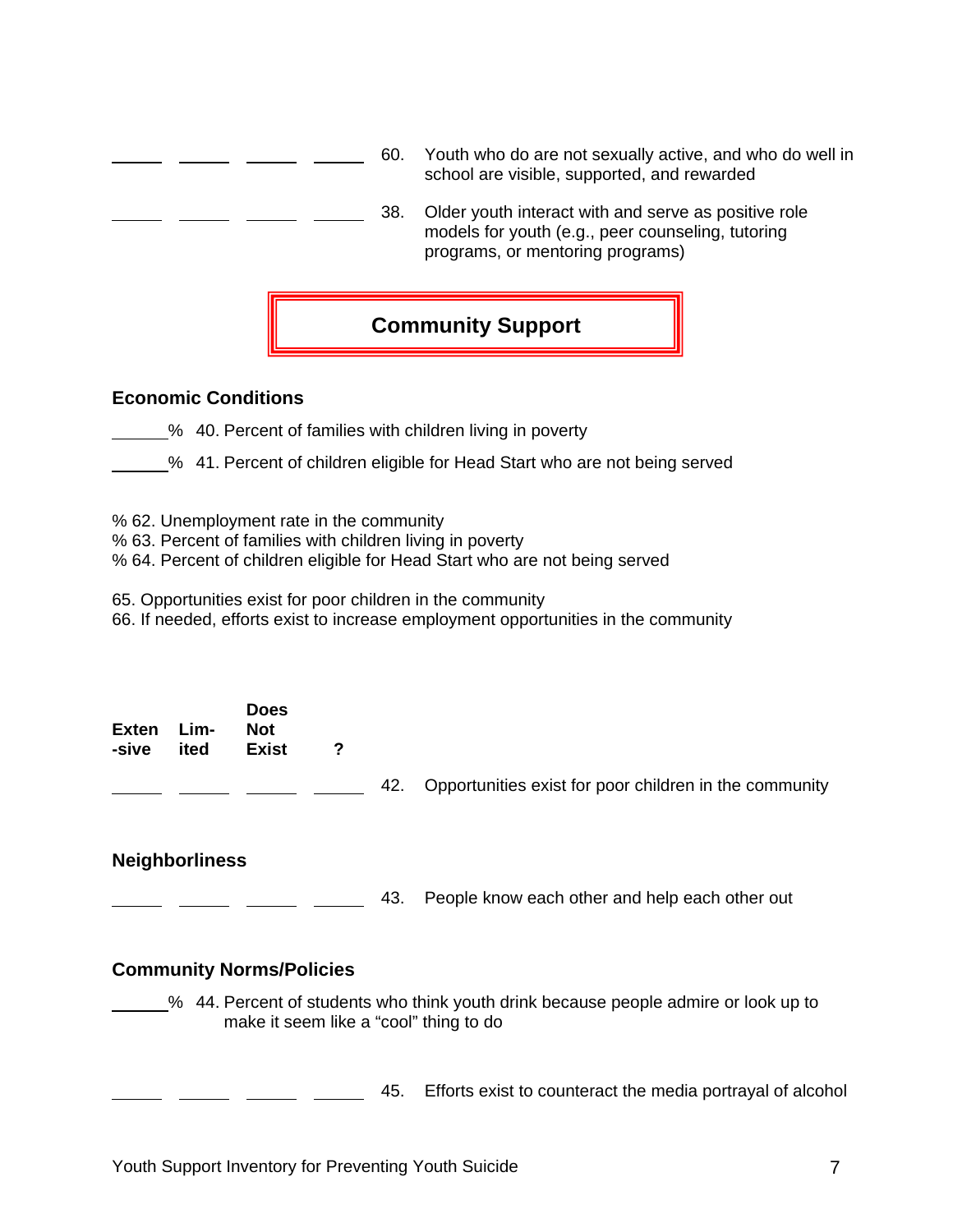______ ______ ______ ______ 60. Youth who do are not sexually active, and who do well in school are visible, supported, and rewarded

______ ______ ______ ______ 38. Older youth interact with and serve as positive role models for youth (e.g., peer counseling, tutoring programs, or mentoring programs)

## Community Support

### Economic Conditions

______% 40. Percent of families with children living in poverty

______% 41. Percent of children eligible for Head Start who are not being served

% 62. Unemployment rate in the community
% 63. Percent of families with children living in poverty
% 64. Percent of children eligible for Head Start who are not being served

65. Opportunities exist for poor children in the community
66. If needed, efforts exist to increase employment opportunities in the community

| Exten -sive | Lim- ited | Does Not Exist | ? | | |
|---|---|---|---|---|---|
| ______ | ______ | ______ | ______ | 42. | Opportunities exist for poor children in the community |

### Neighborliness

______ ______ ______ ______ 43. People know each other and help each other out

### Community Norms/Policies

______% 44. Percent of students who think youth drink because people admire or look up to make it seem like a "cool" thing to do

______ ______ ______ ______ 45. Efforts exist to counteract the media portrayal of alcohol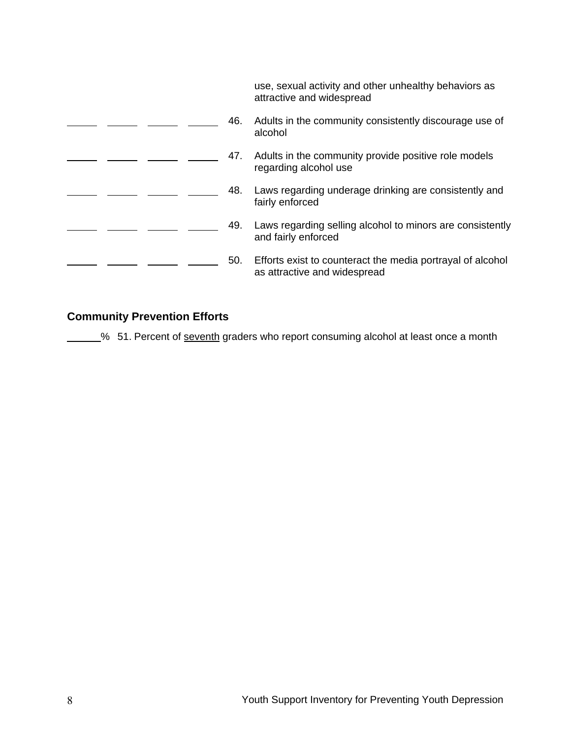use, sexual activity and other unhealthy behaviors as attractive and widespread

\_\_\_\_\_ \_\_\_\_\_ \_\_\_\_\_ \_\_\_\_\_ 46. Adults in the community consistently discourage use of alcohol

\_\_\_\_\_ \_\_\_\_\_ \_\_\_\_\_ \_\_\_\_\_ 47. Adults in the community provide positive role models regarding alcohol use

\_\_\_\_\_ \_\_\_\_\_ \_\_\_\_\_ \_\_\_\_\_ 48. Laws regarding underage drinking are consistently and fairly enforced

\_\_\_\_\_ \_\_\_\_\_ \_\_\_\_\_ \_\_\_\_\_ 49. Laws regarding selling alcohol to minors are consistently and fairly enforced

\_\_\_\_\_ \_\_\_\_\_ \_\_\_\_\_ \_\_\_\_\_ 50. Efforts exist to counteract the media portrayal of alcohol as attractive and widespread

### Community Prevention Efforts

\_\_\_\_\_% 51. Percent of <u>seventh</u> graders who report consuming alcohol at least once a month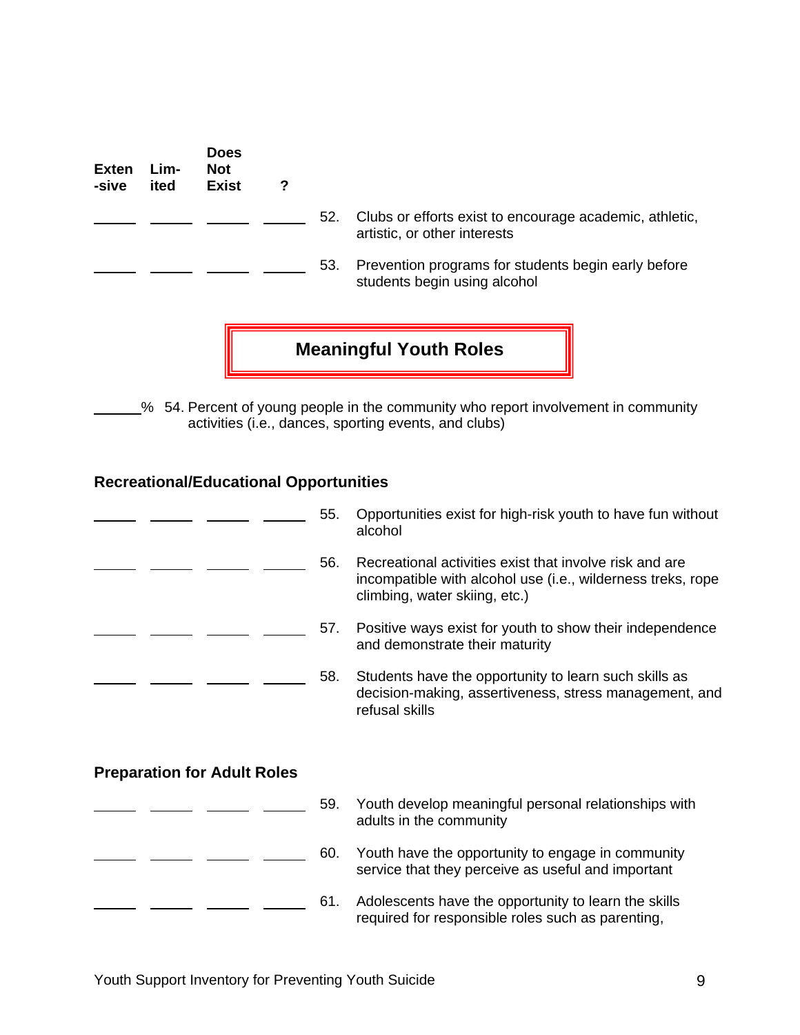| Exten-sive | Lim-ited | Does Not Exist | ? | | |
|---|---|---|---|---|---|
| ____ | ____ | ____ | ____ | 52. | Clubs or efforts exist to encourage academic, athletic, artistic, or other interests |
| ____ | ____ | ____ | ____ | 53. | Prevention programs for students begin early before students begin using alcohol |

## Meaningful Youth Roles

_____% 54. Percent of young people in the community who report involvement in community activities (i.e., dances, sporting events, and clubs)

### Recreational/Educational Opportunities

| | | | | | |
|---|---|---|---|---|---|
| ____ | ____ | ____ | ____ | 55. | Opportunities exist for high-risk youth to have fun without alcohol |
| ____ | ____ | ____ | ____ | 56. | Recreational activities exist that involve risk and are incompatible with alcohol use (i.e., wilderness treks, rope climbing, water skiing, etc.) |
| ____ | ____ | ____ | ____ | 57. | Positive ways exist for youth to show their independence and demonstrate their maturity |
| ____ | ____ | ____ | ____ | 58. | Students have the opportunity to learn such skills as decision-making, assertiveness, stress management, and refusal skills |

### Preparation for Adult Roles

| | | | | | |
|---|---|---|---|---|---|
| ____ | ____ | ____ | ____ | 59. | Youth develop meaningful personal relationships with adults in the community |
| ____ | ____ | ____ | ____ | 60. | Youth have the opportunity to engage in community service that they perceive as useful and important |
| ____ | ____ | ____ | ____ | 61. | Adolescents have the opportunity to learn the skills required for responsible roles such as parenting, |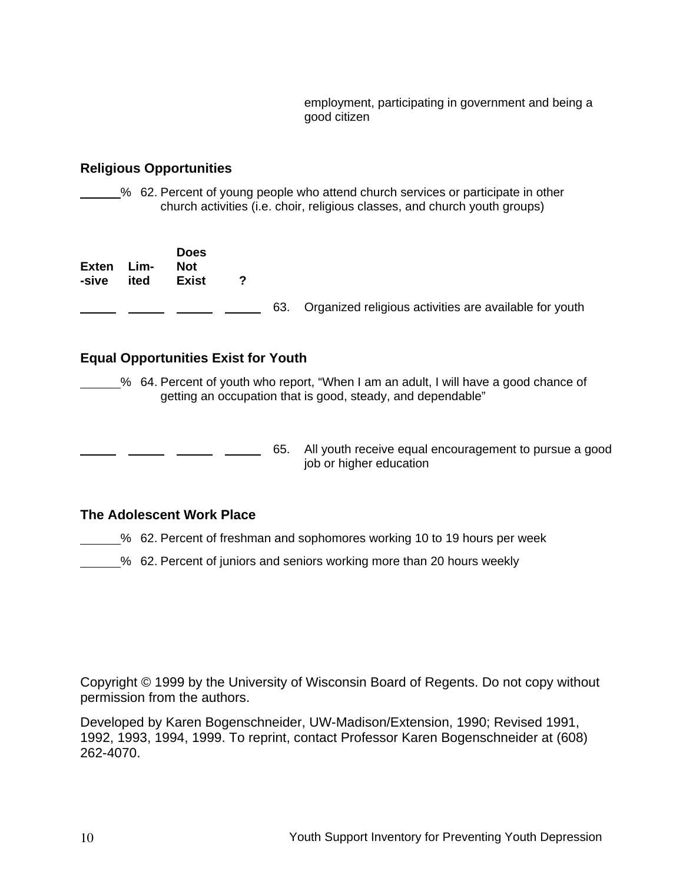employment, participating in government and being a good citizen

### Religious Opportunities

______% 62. Percent of young people who attend church services or participate in other church activities (i.e. choir, religious classes, and church youth groups)

| Exten-sive | Lim-ited | Does Not Exist | ? | | |
|---|---|---|---|---|---|
| _____ | _____ | _____ | _____ | 63. | Organized religious activities are available for youth |

### Equal Opportunities Exist for Youth

______% 64. Percent of youth who report, "When I am an adult, I will have a good chance of getting an occupation that is good, steady, and dependable"

| | | | | | |
|---|---|---|---|---|---|
| _____ | _____ | _____ | _____ | 65. | All youth receive equal encouragement to pursue a good job or higher education |

### The Adolescent Work Place

______% 62. Percent of freshman and sophomores working 10 to 19 hours per week

______% 62. Percent of juniors and seniors working more than 20 hours weekly

Copyright © 1999 by the University of Wisconsin Board of Regents. Do not copy without permission from the authors.

Developed by Karen Bogenschneider, UW-Madison/Extension, 1990; Revised 1991, 1992, 1993, 1994, 1999. To reprint, contact Professor Karen Bogenschneider at (608) 262-4070.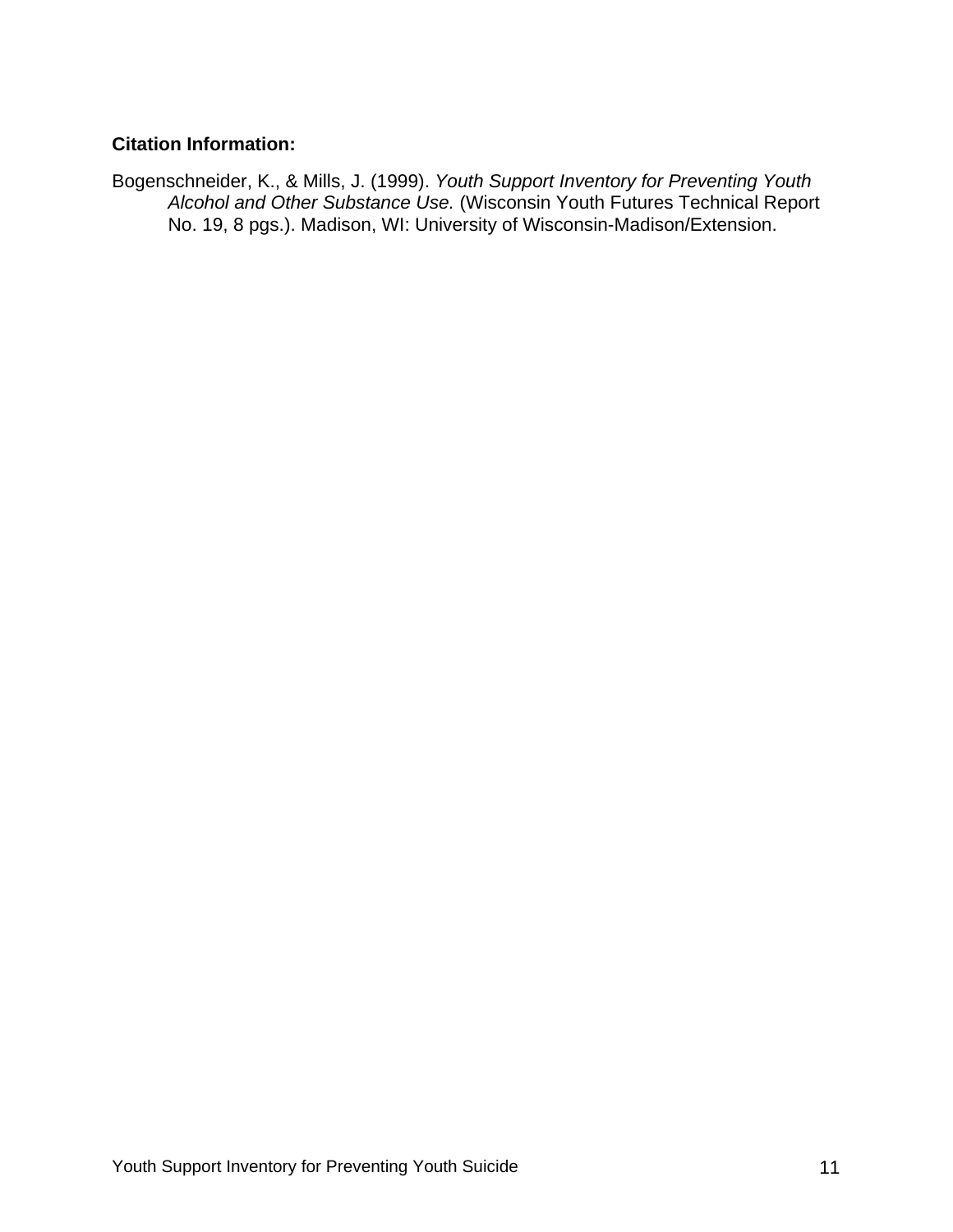**Citation Information:**

Bogenschneider, K., & Mills, J. (1999). *Youth Support Inventory for Preventing Youth Alcohol and Other Substance Use.* (Wisconsin Youth Futures Technical Report No. 19, 8 pgs.). Madison, WI: University of Wisconsin-Madison/Extension.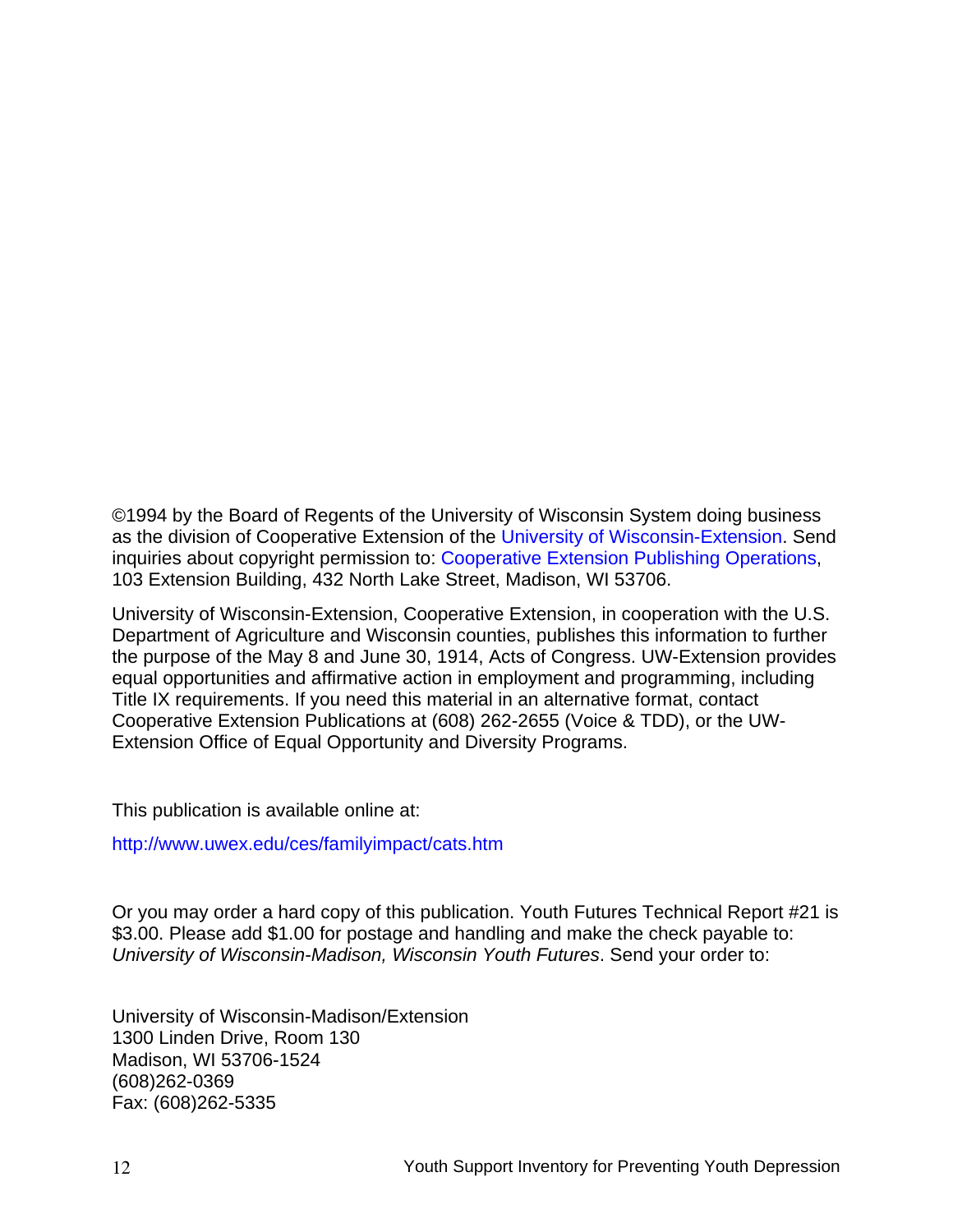©1994 by the Board of Regents of the University of Wisconsin System doing business as the division of Cooperative Extension of the University of Wisconsin-Extension. Send inquiries about copyright permission to: Cooperative Extension Publishing Operations, 103 Extension Building, 432 North Lake Street, Madison, WI 53706.

University of Wisconsin-Extension, Cooperative Extension, in cooperation with the U.S. Department of Agriculture and Wisconsin counties, publishes this information to further the purpose of the May 8 and June 30, 1914, Acts of Congress. UW-Extension provides equal opportunities and affirmative action in employment and programming, including Title IX requirements. If you need this material in an alternative format, contact Cooperative Extension Publications at (608) 262-2655 (Voice & TDD), or the UW-Extension Office of Equal Opportunity and Diversity Programs.

This publication is available online at:

http://www.uwex.edu/ces/familyimpact/cats.htm

Or you may order a hard copy of this publication. Youth Futures Technical Report #21 is $3.00. Please add $1.00 for postage and handling and make the check payable to: *University of Wisconsin-Madison, Wisconsin Youth Futures*. Send your order to:

University of Wisconsin-Madison/Extension
1300 Linden Drive, Room 130
Madison, WI 53706-1524
(608)262-0369
Fax: (608)262-5335